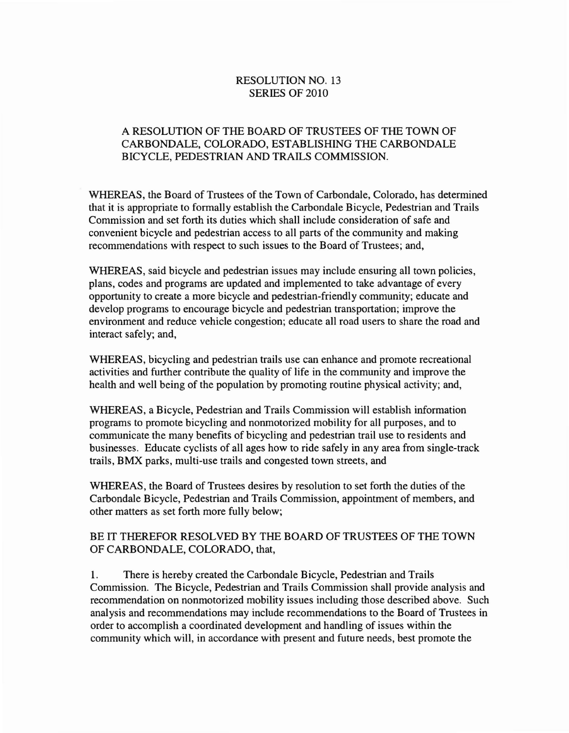# RESOLUTION NO. 13
# SERIES OF 2010

## A RESOLUTION OF THE BOARD OF TRUSTEES OF THE TOWN OF CARBONDALE, COLORADO, ESTABLISHING THE CARBONDALE BICYCLE, PEDESTRIAN AND TRAILS COMMISSION.

WHEREAS, the Board of Trustees of the Town of Carbondale, Colorado, has determined that it is appropriate to formally establish the Carbondale Bicycle, Pedestrian and Trails Commission and set forth its duties which shall include consideration of safe and convenient bicycle and pedestrian access to all parts of the community and making recommendations with respect to such issues to the Board of Trustees; and,

WHEREAS, said bicycle and pedestrian issues may include ensuring all town policies, plans, codes and programs are updated and implemented to take advantage of every opportunity to create a more bicycle and pedestrian-friendly community; educate and develop programs to encourage bicycle and pedestrian transportation; improve the environment and reduce vehicle congestion; educate all road users to share the road and interact safely; and,

WHEREAS, bicycling and pedestrian trails use can enhance and promote recreational activities and further contribute the quality of life in the community and improve the health and well being of the population by promoting routine physical activity; and,

WHEREAS, a Bicycle, Pedestrian and Trails Commission will establish information programs to promote bicycling and nonmotorized mobility for all purposes, and to communicate the many benefits of bicycling and pedestrian trail use to residents and businesses. Educate cyclists of all ages how to ride safely in any area from single-track trails, BMX parks, multi-use trails and congested town streets, and

WHEREAS, the Board of Trustees desires by resolution to set forth the duties of the Carbondale Bicycle, Pedestrian and Trails Commission, appointment of members, and other matters as set forth more fully below;

BE IT THEREFOR RESOLVED BY THE BOARD OF TRUSTEES OF THE TOWN OF CARBONDALE, COLORADO, that,

1. There is hereby created the Carbondale Bicycle, Pedestrian and Trails Commission. The Bicycle, Pedestrian and Trails Commission shall provide analysis and recommendation on nonmotorized mobility issues including those described above. Such analysis and recommendations may include recommendations to the Board of Trustees in order to accomplish a coordinated development and handling of issues within the community which will, in accordance with present and future needs, best promote the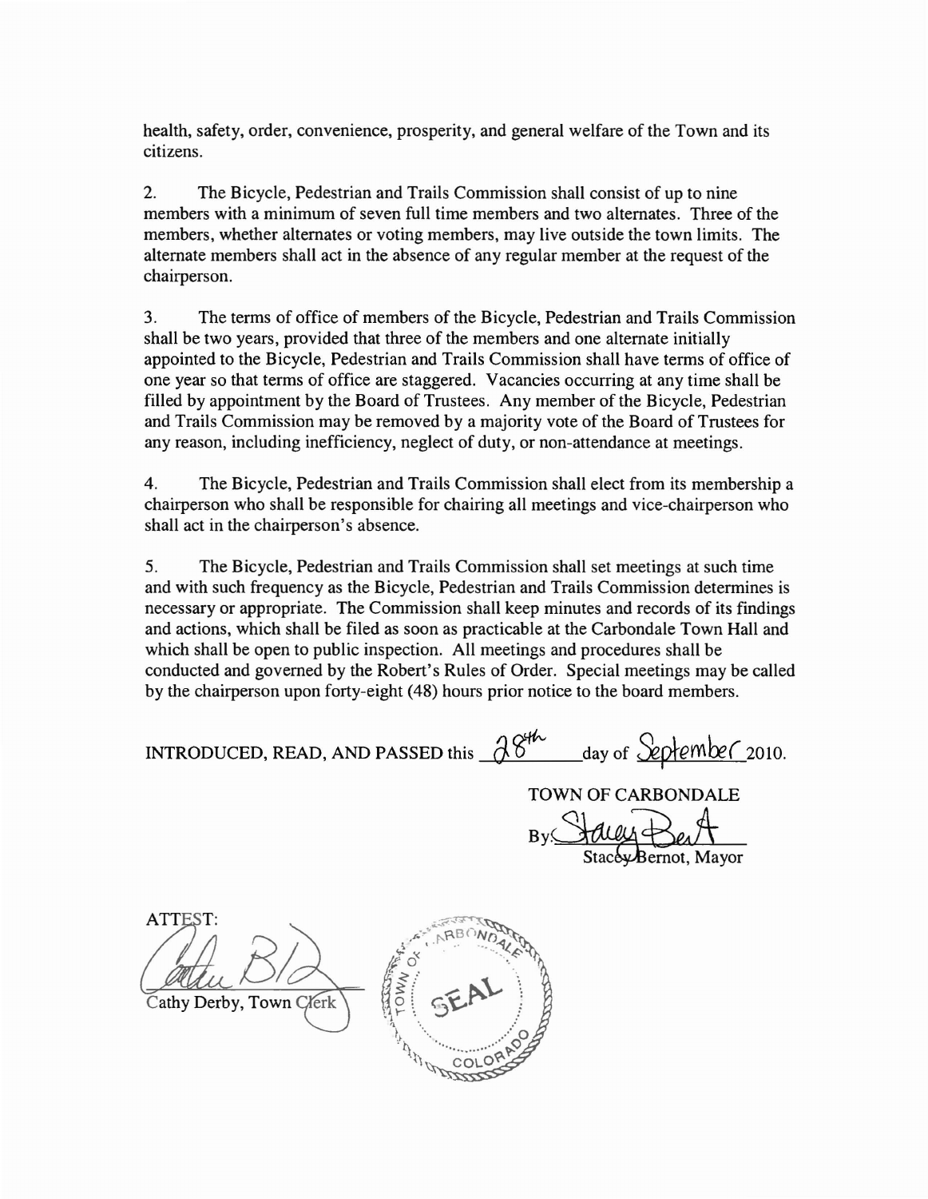health, safety, order, convenience, prosperity, and general welfare of the Town and its citizens.

2. The Bicycle, Pedestrian and Trails Commission shall consist of up to nine members with a minimum of seven full time members and two alternates. Three of the members, whether alternates or voting members, may live outside the town limits. The alternate members shall act in the absence of any regular member at the request of the chairperson.

3. The terms of office of members of the Bicycle, Pedestrian and Trails Commission shall be two years, provided that three of the members and one alternate initially appointed to the Bicycle, Pedestrian and Trails Commission shall have terms of office of one year so that terms of office are staggered. Vacancies occurring at any time shall be filled by appointment by the Board of Trustees. Any member of the Bicycle, Pedestrian and Trails Commission may be removed by a majority vote of the Board of Trustees for any reason, including inefficiency, neglect of duty, or non-attendance at meetings.

4. The Bicycle, Pedestrian and Trails Commission shall elect from its membership a chairperson who shall be responsible for chairing all meetings and vice-chairperson who shall act in the chairperson's absence.

5. The Bicycle, Pedestrian and Trails Commission shall set meetings at such time and with such frequency as the Bicycle, Pedestrian and Trails Commission determines is necessary or appropriate. The Commission shall keep minutes and records of its findings and actions, which shall be filed as soon as practicable at the Carbondale Town Hall and which shall be open to public inspection. All meetings and procedures shall be conducted and governed by the Robert's Rules of Order. Special meetings may be called by the chairperson upon forty-eight (48) hours prior notice to the board members.

INTRODUCED, READ, AND PASSED this 28th day of September 2010.

TOWN OF CARBONDALE

By: Stacey Bernot

Stacey Bernot, Mayor

ATTEST:

Cathy Derby

Cathy Derby, Town Clerk

TOWN OF CARBONDALE SEAL COLORADO